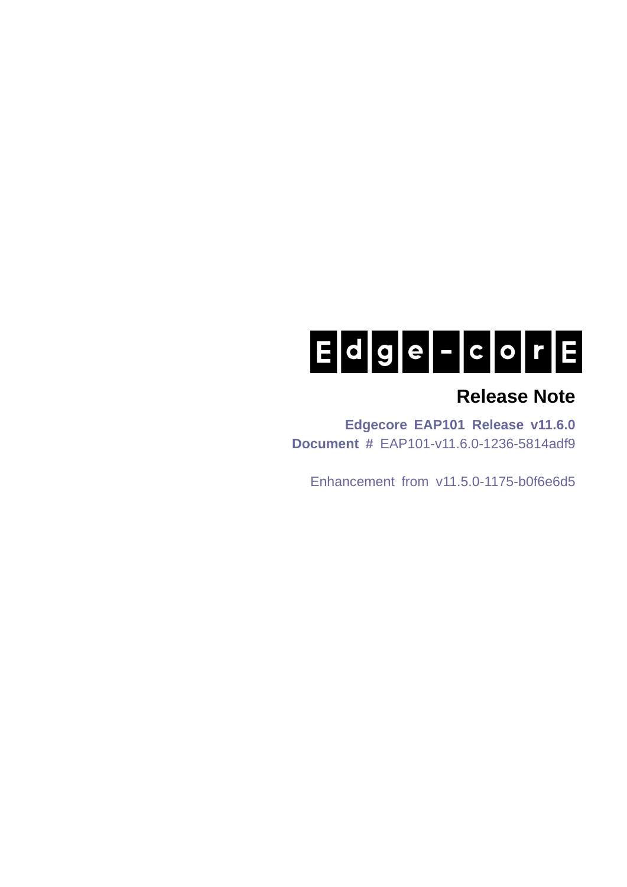Edge-corE

# Release Note

**Edgecore EAP101 Release v11.6.0**
**Document #** EAP101-v11.6.0-1236-5814adf9

Enhancement from v11.5.0-1175-b0f6e6d5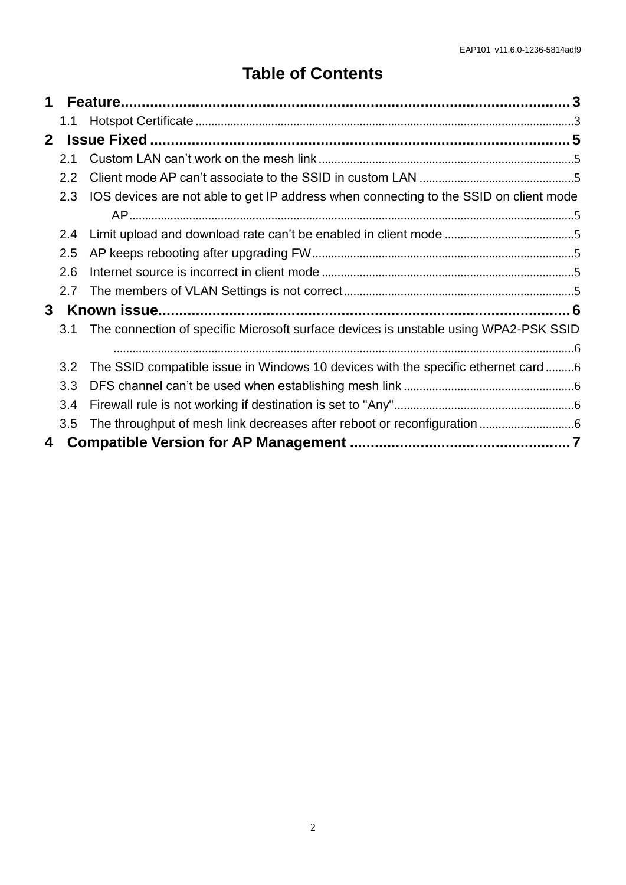# Table of Contents

1 Feature ........................................ 3
- 1.1 Hotspot Certificate ........................................ 3

2 Issue Fixed ........................................ 5
- 2.1 Custom LAN can't work on the mesh link ........................................ 5
- 2.2 Client mode AP can't associate to the SSID in custom LAN ........................................ 5
- 2.3 IOS devices are not able to get IP address when connecting to the SSID on client mode AP ........................................ 5
- 2.4 Limit upload and download rate can't be enabled in client mode ........................................ 5
- 2.5 AP keeps rebooting after upgrading FW ........................................ 5
- 2.6 Internet source is incorrect in client mode ........................................ 5
- 2.7 The members of VLAN Settings is not correct ........................................ 5

3 Known issue ........................................ 6
- 3.1 The connection of specific Microsoft surface devices is unstable using WPA2-PSK SSID ........................................ 6
- 3.2 The SSID compatible issue in Windows 10 devices with the specific ethernet card ........................................ 6
- 3.3 DFS channel can't be used when establishing mesh link ........................................ 6
- 3.4 Firewall rule is not working if destination is set to "Any" ........................................ 6
- 3.5 The throughput of mesh link decreases after reboot or reconfiguration ........................................ 6

4 Compatible Version for AP Management ........................................ 7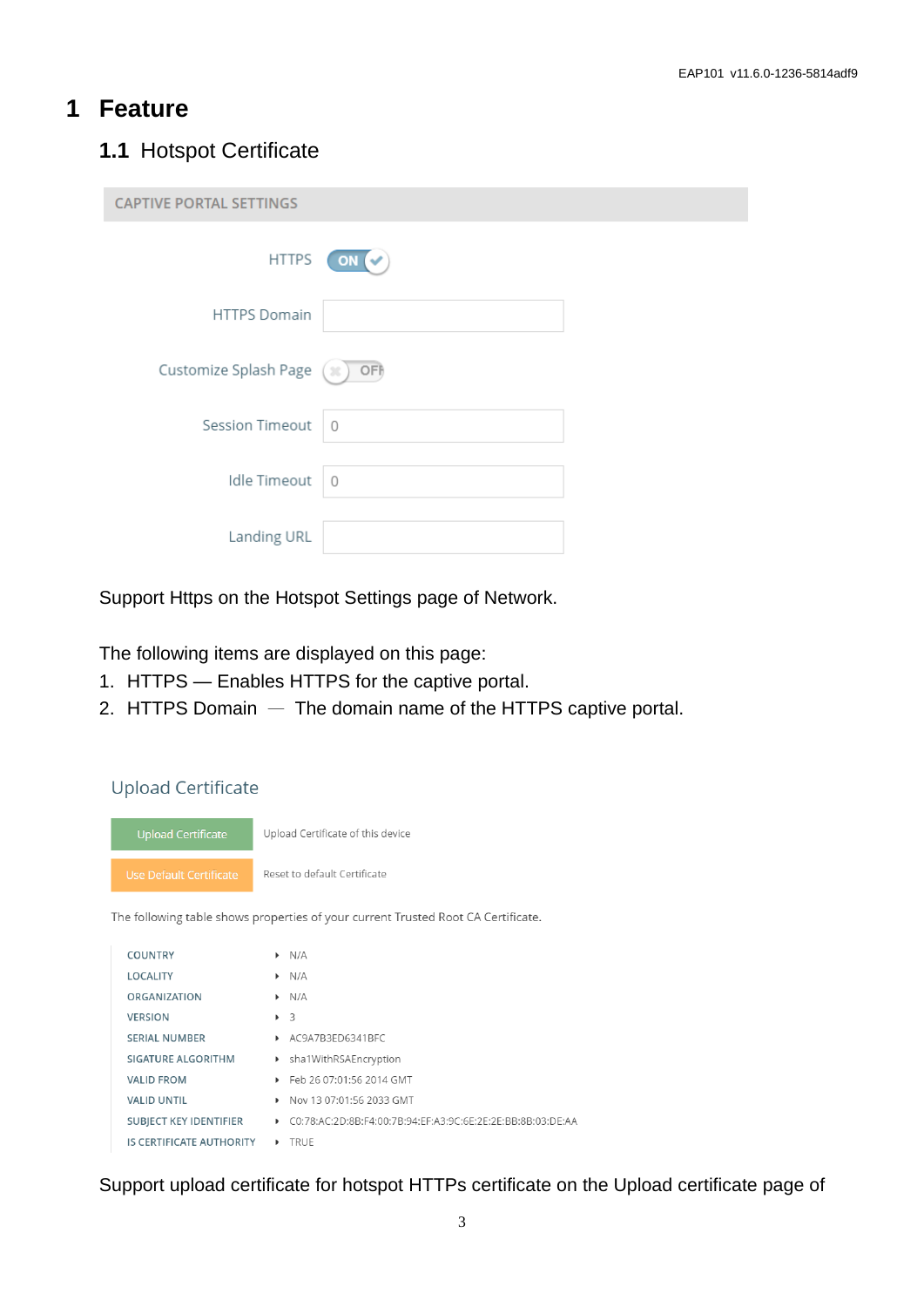# 1 Feature

## 1.1 Hotspot Certificate

CAPTIVE PORTAL SETTINGS

| | |
|---|---|
| HTTPS | ON |
| HTTPS Domain | |
| Customize Splash Page | OFF |
| Session Timeout | 0 |
| Idle Timeout | 0 |
| Landing URL | |

Support Https on the Hotspot Settings page of Network.

The following items are displayed on this page:

1. HTTPS — Enables HTTPS for the captive portal.
2. HTTPS Domain — The domain name of the HTTPS captive portal.

Upload Certificate

| | |
|---|---|
| Upload Certificate | Upload Certificate of this device |
| Use Default Certificate | Reset to default Certificate |

The following table shows properties of your current Trusted Root CA Certificate.

| | |
|---|---|
| COUNTRY | N/A |
| LOCALITY | N/A |
| ORGANIZATION | N/A |
| VERSION | 3 |
| SERIAL NUMBER | AC9A7B3ED6341BFC |
| SIGATURE ALGORITHM | sha1WithRSAEncryption |
| VALID FROM | Feb 26 07:01:56 2014 GMT |
| VALID UNTIL | Nov 13 07:01:56 2033 GMT |
| SUBJECT KEY IDENTIFIER | C0:78:AC:2D:8B:F4:00:7B:94:EF:A3:9C:6E:2E:2E:BB:8B:03:DE:AA |
| IS CERTIFICATE AUTHORITY | TRUE |

Support upload certificate for hotspot HTTPs certificate on the Upload certificate page of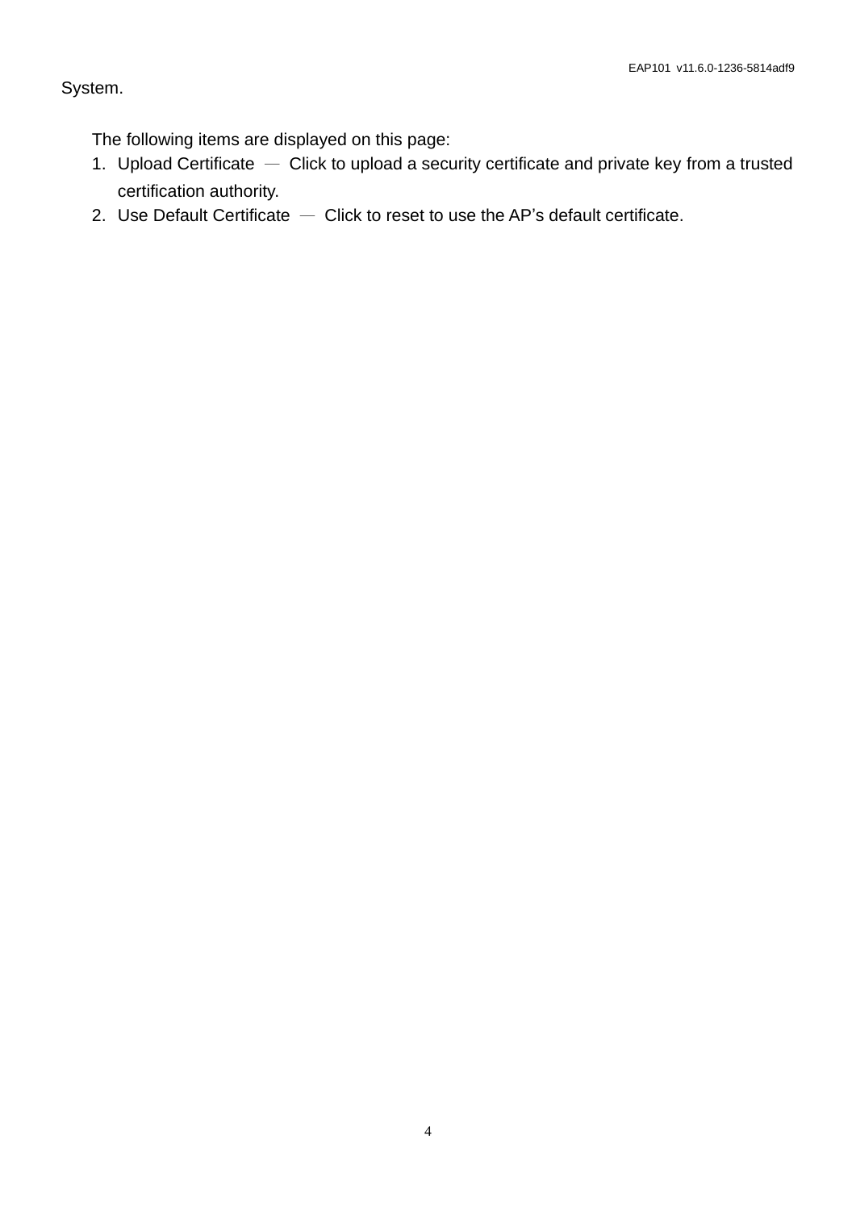System.

The following items are displayed on this page:

1. Upload Certificate — Click to upload a security certificate and private key from a trusted certification authority.
2. Use Default Certificate — Click to reset to use the AP’s default certificate.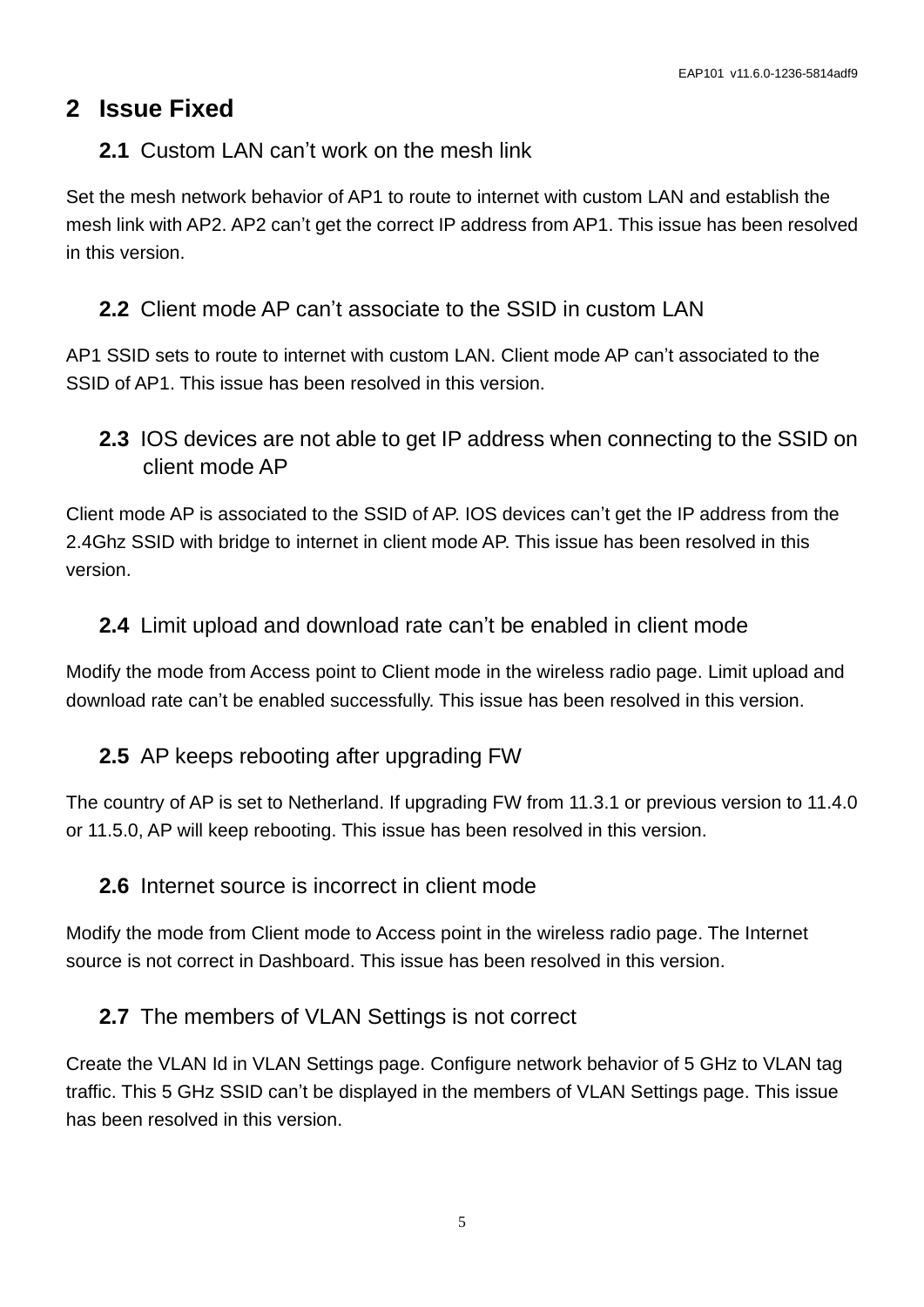# 2 Issue Fixed

## 2.1 Custom LAN can't work on the mesh link

Set the mesh network behavior of AP1 to route to internet with custom LAN and establish the mesh link with AP2. AP2 can't get the correct IP address from AP1. This issue has been resolved in this version.

## 2.2 Client mode AP can't associate to the SSID in custom LAN

AP1 SSID sets to route to internet with custom LAN. Client mode AP can't associated to the SSID of AP1. This issue has been resolved in this version.

## 2.3 IOS devices are not able to get IP address when connecting to the SSID on client mode AP

Client mode AP is associated to the SSID of AP. IOS devices can't get the IP address from the 2.4Ghz SSID with bridge to internet in client mode AP. This issue has been resolved in this version.

## 2.4 Limit upload and download rate can't be enabled in client mode

Modify the mode from Access point to Client mode in the wireless radio page. Limit upload and download rate can't be enabled successfully. This issue has been resolved in this version.

## 2.5 AP keeps rebooting after upgrading FW

The country of AP is set to Netherland. If upgrading FW from 11.3.1 or previous version to 11.4.0 or 11.5.0, AP will keep rebooting. This issue has been resolved in this version.

## 2.6 Internet source is incorrect in client mode

Modify the mode from Client mode to Access point in the wireless radio page. The Internet source is not correct in Dashboard. This issue has been resolved in this version.

## 2.7 The members of VLAN Settings is not correct

Create the VLAN Id in VLAN Settings page. Configure network behavior of 5 GHz to VLAN tag traffic. This 5 GHz SSID can't be displayed in the members of VLAN Settings page. This issue has been resolved in this version.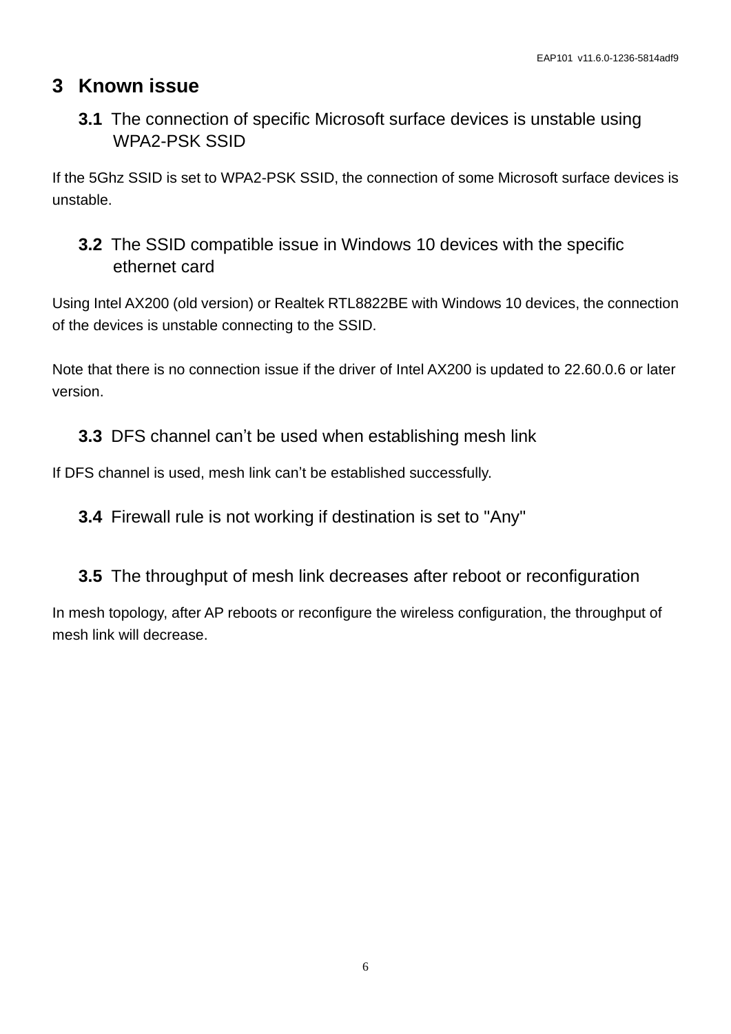# 3 Known issue

## 3.1 The connection of specific Microsoft surface devices is unstable using WPA2-PSK SSID

If the 5Ghz SSID is set to WPA2-PSK SSID, the connection of some Microsoft surface devices is unstable.

## 3.2 The SSID compatible issue in Windows 10 devices with the specific ethernet card

Using Intel AX200 (old version) or Realtek RTL8822BE with Windows 10 devices, the connection of the devices is unstable connecting to the SSID.

Note that there is no connection issue if the driver of Intel AX200 is updated to 22.60.0.6 or later version.

## 3.3 DFS channel can’t be used when establishing mesh link

If DFS channel is used, mesh link can’t be established successfully.

## 3.4 Firewall rule is not working if destination is set to "Any"

## 3.5 The throughput of mesh link decreases after reboot or reconfiguration

In mesh topology, after AP reboots or reconfigure the wireless configuration, the throughput of mesh link will decrease.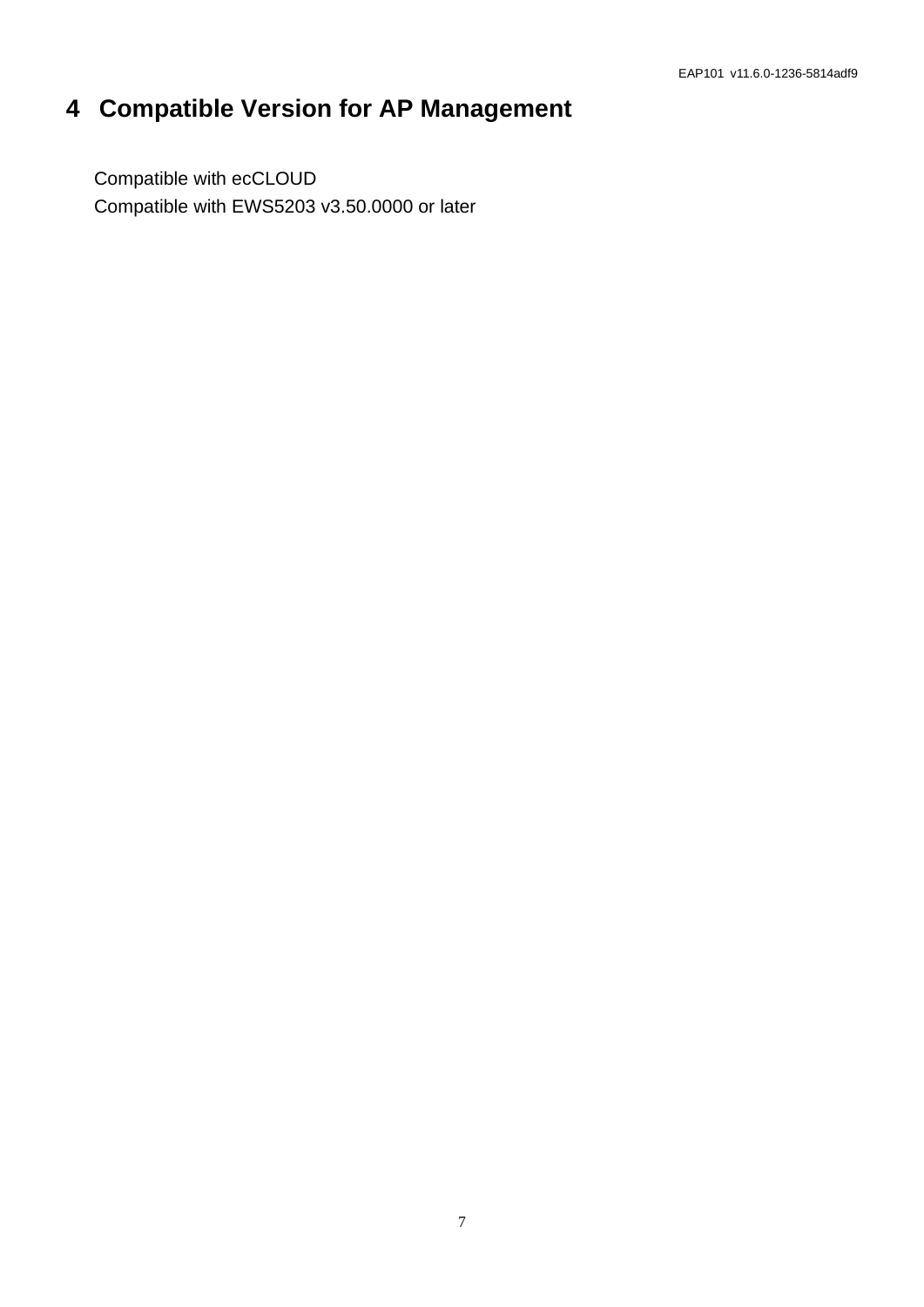# 4 Compatible Version for AP Management

Compatible with ecCLOUD

Compatible with EWS5203 v3.50.0000 or later